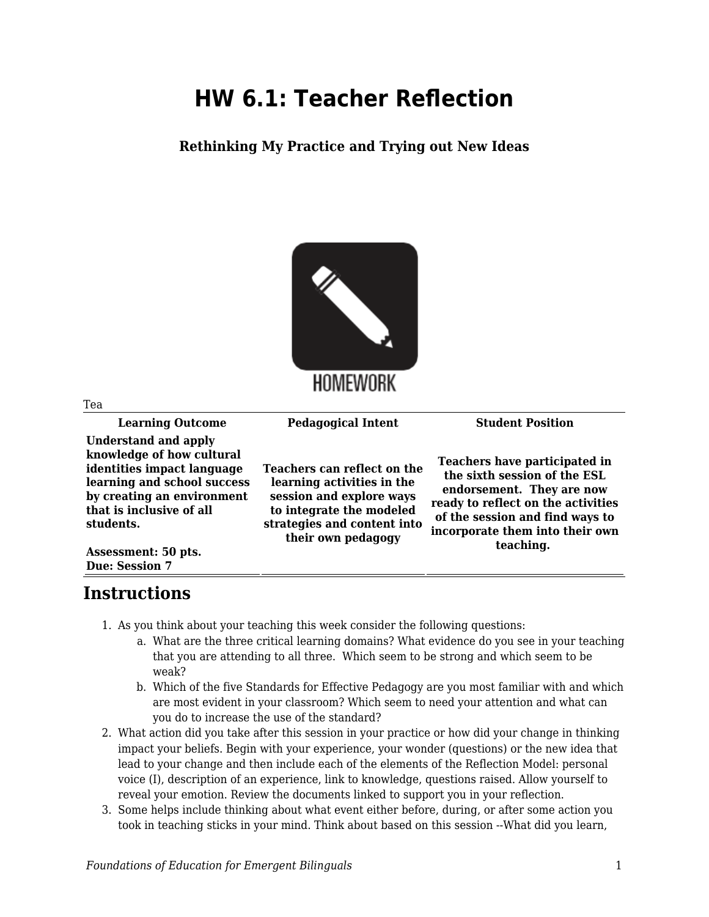# HW 6.1: Teacher Reflection

### Rethinking My Practice and Trying out New Ideas

Tea

| Learning Outcome | Pedagogical Intent | Student Position |
|---|---|---|
| **Understand and apply knowledge of how cultural identities impact language learning and school success by creating an environment that is inclusive of all students.**<br><br>**Assessment: 50 pts.**<br>**Due: Session 7** | **Teachers can reflect on the learning activities in the session and explore ways to integrate the modeled strategies and content into their own pedagogy** | **Teachers have participated in the sixth session of the ESL endorsement. They are now ready to reflect on the activities of the session and find ways to incorporate them into their own teaching.** |

## Instructions

1. As you think about your teaching this week consider the following questions:
   a. What are the three critical learning domains? What evidence do you see in your teaching that you are attending to all three. Which seem to be strong and which seem to be weak?
   b. Which of the five Standards for Effective Pedagogy are you most familiar with and which are most evident in your classroom? Which seem to need your attention and what can you do to increase the use of the standard?
2. What action did you take after this session in your practice or how did your change in thinking impact your beliefs. Begin with your experience, your wonder (questions) or the new idea that lead to your change and then include each of the elements of the Reflection Model: personal voice (I), description of an experience, link to knowledge, questions raised. Allow yourself to reveal your emotion. Review the documents linked to support you in your reflection.
3. Some helps include thinking about what event either before, during, or after some action you took in teaching sticks in your mind. Think about based on this session --What did you learn,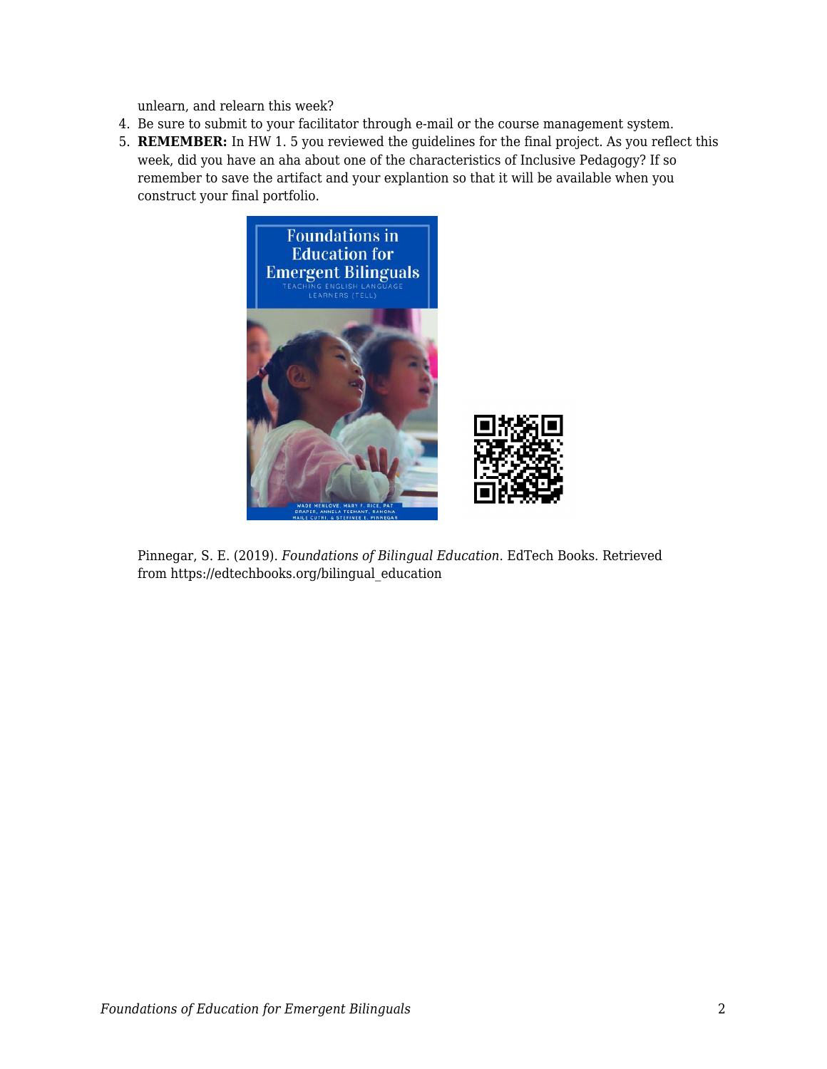unlearn, and relearn this week?

4. Be sure to submit to your facilitator through e-mail or the course management system.
5. **REMEMBER:** In HW 1. 5 you reviewed the guidelines for the final project. As you reflect this week, did you have an aha about one of the characteristics of Inclusive Pedagogy? If so remember to save the artifact and your explantion so that it will be available when you construct your final portfolio.

Pinnegar, S. E. (2019). *Foundations of Bilingual Education*. EdTech Books. Retrieved from https://edtechbooks.org/bilingual_education